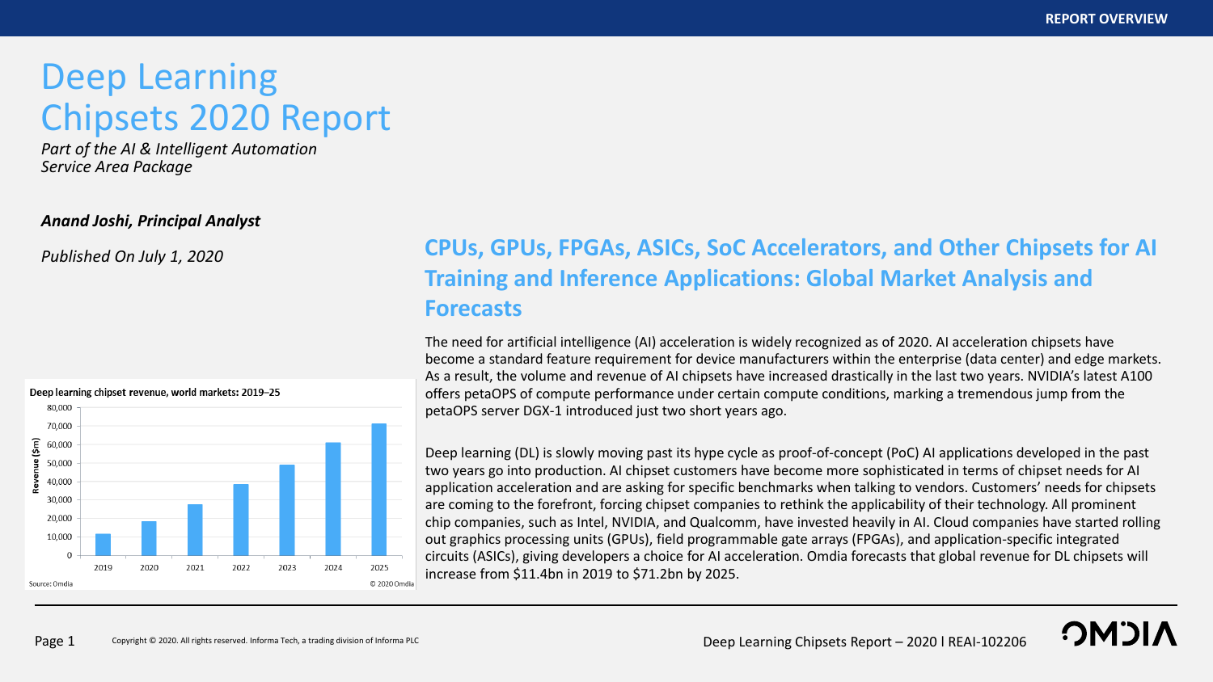# Deep Learning Chipsets 2020 Report

*Part of the AI & Intelligent Automation Service Area Package*

***Anand Joshi, Principal Analyst***

*Published On July 1, 2020*

## CPUs, GPUs, FPGAs, ASICs, SoC Accelerators, and Other Chipsets for AI Training and Inference Applications: Global Market Analysis and Forecasts

The need for artificial intelligence (AI) acceleration is widely recognized as of 2020. AI acceleration chipsets have become a standard feature requirement for device manufacturers within the enterprise (data center) and edge markets. As a result, the volume and revenue of AI chipsets have increased drastically in the last two years. NVIDIA's latest A100 offers petaOPS of compute performance under certain compute conditions, marking a tremendous jump from the petaOPS server DGX-1 introduced just two short years ago.

Deep learning (DL) is slowly moving past its hype cycle as proof-of-concept (PoC) AI applications developed in the past two years go into production. AI chipset customers have become more sophisticated in terms of chipset needs for AI application acceleration and are asking for specific benchmarks when talking to vendors. Customers' needs for chipsets are coming to the forefront, forcing chipset companies to rethink the applicability of their technology. All prominent chip companies, such as Intel, NVIDIA, and Qualcomm, have invested heavily in AI. Cloud companies have started rolling out graphics processing units (GPUs), field programmable gate arrays (FPGAs), and application-specific integrated circuits (ASICs), giving developers a choice for AI acceleration. Omdia forecasts that global revenue for DL chipsets will increase from $11.4bn in 2019 to $71.2bn by 2025.

**Deep learning chipset revenue, world markets: 2019–25**

Revenue ($m), years 2019–2025 (bar chart; y-axis 0–80,000)

Source: Omdia

© 2020 Omdia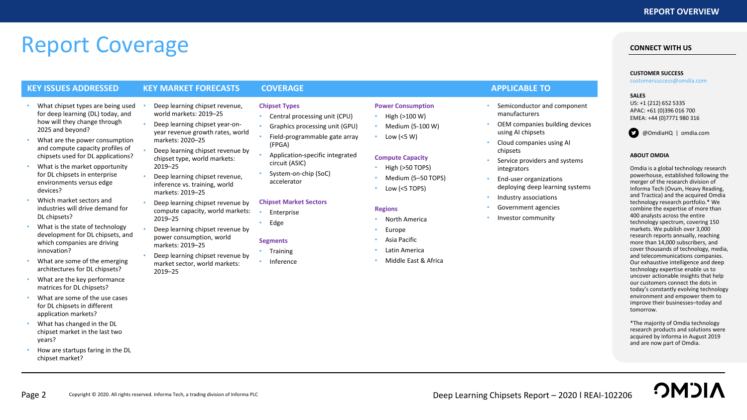# Report Coverage

## KEY ISSUES ADDRESSED

- What chipset types are being used for deep learning (DL) today, and how will they change through 2025 and beyond?
- What are the power consumption and compute capacity profiles of chipsets used for DL applications?
- What is the market opportunity for DL chipsets in enterprise environments versus edge devices?
- Which market sectors and industries will drive demand for DL chipsets?
- What is the state of technology development for DL chipsets, and which companies are driving innovation?
- What are some of the emerging architectures for DL chipsets?
- What are the key performance matrices for DL chipsets?
- What are some of the use cases for DL chipsets in different application markets?
- What has changed in the DL chipset market in the last two years?
- How are startups faring in the DL chipset market?

## KEY MARKET FORECASTS

- Deep learning chipset revenue, world markets: 2019–25
- Deep learning chipset year-on-year revenue growth rates, world markets: 2020–25
- Deep learning chipset revenue by chipset type, world markets: 2019–25
- Deep learning chipset revenue, inference vs. training, world markets: 2019–25
- Deep learning chipset revenue by compute capacity, world markets: 2019–25
- Deep learning chipset revenue by power consumption, world markets: 2019–25
- Deep learning chipset revenue by market sector, world markets: 2019–25

## COVERAGE

**Chipset Types**

- Central processing unit (CPU)
- Graphics processing unit (GPU)
- Field-programmable gate array (FPGA)
- Application-specific integrated circuit (ASIC)
- System-on-chip (SoC) accelerator

**Chipset Market Sectors**

- Enterprise
- Edge

**Segments**

- Training
- Inference

**Power Consumption**

- High (>100 W)
- Medium (5-100 W)
- Low (<5 W)

**Compute Capacity**

- High (>50 TOPS)
- Medium (5–50 TOPS)
- Low (<5 TOPS)

**Regions**

- North America
- Europe
- Asia Pacific
- Latin America
- Middle East & Africa

## APPLICABLE TO

- Semiconductor and component manufacturers
- OEM companies building devices using AI chipsets
- Cloud companies using AI chipsets
- Service providers and systems integrators
- End-user organizations deploying deep learning systems
- Industry associations
- Government agencies
- Investor community

## CONNECT WITH US

**CUSTOMER SUCCESS**
customersuccess@omdia.com

**SALES**
US: +1 (212) 652 5335
APAC: +61 (0)396 016 700
EMEA: +44 (0)7771 980 316

@OmdiaHQ | omdia.com

**ABOUT OMDIA**

Omdia is a global technology research powerhouse, established following the merger of the research division of Informa Tech (Ovum, Heavy Reading, and Tractica) and the acquired Omdia technology research portfolio.* We combine the expertise of more than 400 analysts across the entire technology spectrum, covering 150 markets. We publish over 3,000 research reports annually, reaching more than 14,000 subscribers, and cover thousands of technology, media, and telecommunications companies. Our exhaustive intelligence and deep technology expertise enable us to uncover actionable insights that help our customers connect the dots in today's constantly evolving technology environment and empower them to improve their businesses–today and tomorrow.

*The majority of Omdia technology research products and solutions were acquired by Informa in August 2019 and are now part of Omdia.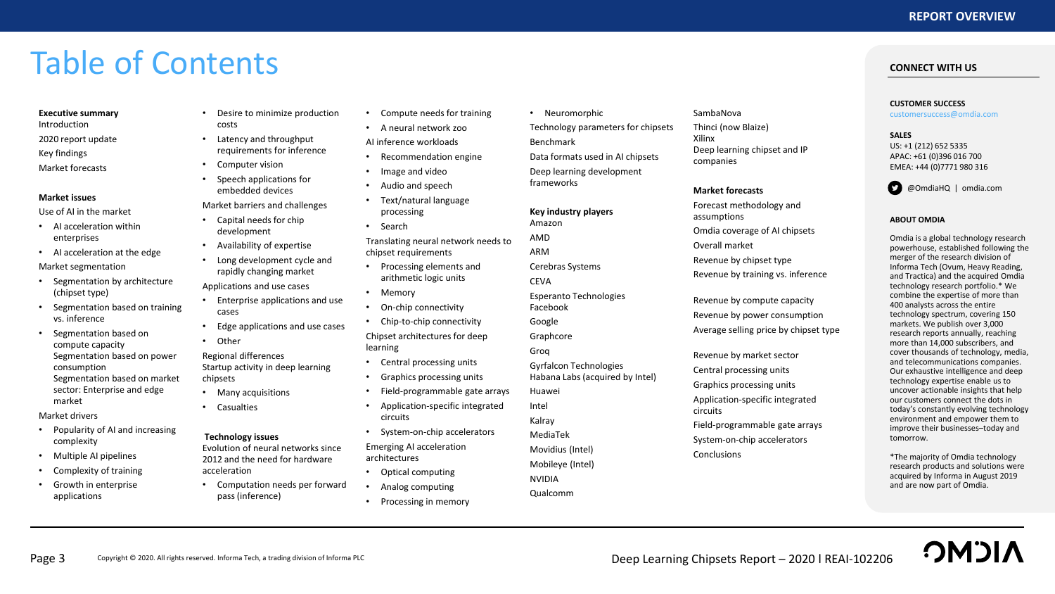# Table of Contents

**Executive summary**

Introduction

2020 report update

Key findings

Market forecasts

**Market issues**

Use of AI in the market

- AI acceleration within enterprises
- AI acceleration at the edge

Market segmentation

- Segmentation by architecture (chipset type)
- Segmentation based on training vs. inference
- Segmentation based on compute capacity

  Segmentation based on power consumption

  Segmentation based on market sector: Enterprise and edge market

Market drivers

- Popularity of AI and increasing complexity
- Multiple AI pipelines
- Complexity of training
- Growth in enterprise applications
- Desire to minimize production costs
- Latency and throughput requirements for inference
- Computer vision
- Speech applications for embedded devices

Market barriers and challenges

- Capital needs for chip development
- Availability of expertise
- Long development cycle and rapidly changing market

Applications and use cases

- Enterprise applications and use cases
- Edge applications and use cases
- Other

Regional differences

Startup activity in deep learning chipsets

- Many acquisitions
- Casualties

**Technology issues**

Evolution of neural networks since 2012 and the need for hardware acceleration

- Computation needs per forward pass (inference)
- Compute needs for training
- A neural network zoo

AI inference workloads

- Recommendation engine
- Image and video
- Audio and speech
- Text/natural language processing
- Search

Translating neural network needs to chipset requirements

- Processing elements and arithmetic logic units
- Memory
- On-chip connectivity
- Chip-to-chip connectivity

Chipset architectures for deep learning

- Central processing units
- Graphics processing units
- Field-programmable gate arrays
- Application-specific integrated circuits
- System-on-chip accelerators

Emerging AI acceleration architectures

- Optical computing
- Analog computing
- Processing in memory
- Neuromorphic

Technology parameters for chipsets

Benchmark

Data formats used in AI chipsets

Deep learning development frameworks

**Key industry players**

Amazon

AMD

ARM

Cerebras Systems

CEVA

Esperanto Technologies

Facebook

Google

Graphcore

Groq

Gyrfalcon Technologies

Habana Labs (acquired by Intel)

Huawei

Intel

Kalray

MediaTek

Movidius (Intel)

Mobileye (Intel)

NVIDIA

Qualcomm

SambaNova

Thinci (now Blaize)

Xilinx

Deep learning chipset and IP companies

**Market forecasts**

Forecast methodology and assumptions

Omdia coverage of AI chipsets

Overall market

Revenue by chipset type

Revenue by training vs. inference

Revenue by compute capacity

Revenue by power consumption

Average selling price by chipset type

Revenue by market sector

Central processing units

Graphics processing units

Application-specific integrated circuits

Field-programmable gate arrays

System-on-chip accelerators

Conclusions

**CONNECT WITH US**

**CUSTOMER SUCCESS**

customersuccess@omdia.com

**SALES**

US: +1 (212) 652 5335

APAC: +61 (0)396 016 700

EMEA: +44 (0)7771 980 316

@OmdiaHQ | omdia.com

**ABOUT OMDIA**

Omdia is a global technology research powerhouse, established following the merger of the research division of Informa Tech (Ovum, Heavy Reading, and Tractica) and the acquired Omdia technology research portfolio.* We combine the expertise of more than 400 analysts across the entire technology spectrum, covering 150 markets. We publish over 3,000 research reports annually, reaching more than 14,000 subscribers, and cover thousands of technology, media, and telecommunications companies. Our exhaustive intelligence and deep technology expertise enable us to uncover actionable insights that help our customers connect the dots in today's constantly evolving technology environment and empower them to improve their businesses–today and tomorrow.

*The majority of Omdia technology research products and solutions were acquired by Informa in August 2019 and are now part of Omdia.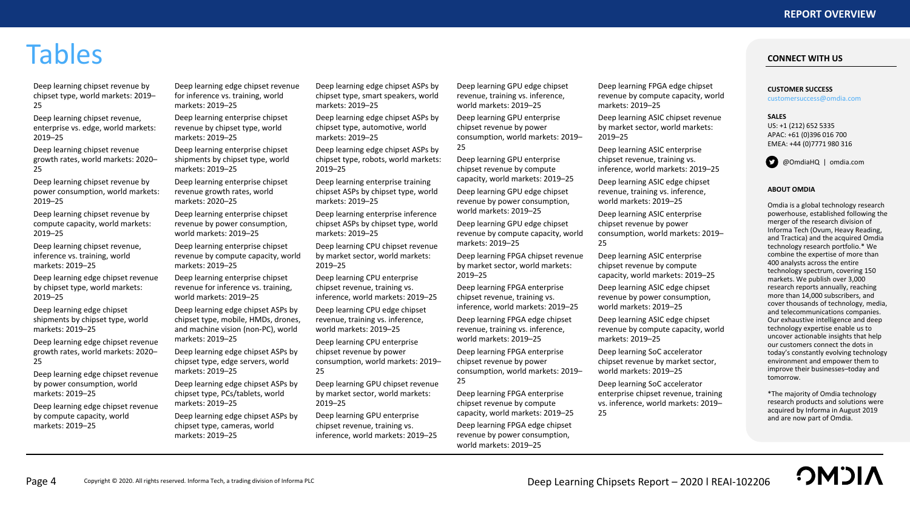# Tables

Deep learning chipset revenue by chipset type, world markets: 2019–25

Deep learning chipset revenue, enterprise vs. edge, world markets: 2019–25

Deep learning chipset revenue growth rates, world markets: 2020–25

Deep learning chipset revenue by power consumption, world markets: 2019–25

Deep learning chipset revenue by compute capacity, world markets: 2019–25

Deep learning chipset revenue, inference vs. training, world markets: 2019–25

Deep learning edge chipset revenue by chipset type, world markets: 2019–25

Deep learning edge chipset shipments by chipset type, world markets: 2019–25

Deep learning edge chipset revenue growth rates, world markets: 2020–25

Deep learning edge chipset revenue by power consumption, world markets: 2019–25

Deep learning edge chipset revenue by compute capacity, world markets: 2019–25

Deep learning edge chipset revenue for inference vs. training, world markets: 2019–25

Deep learning enterprise chipset revenue by chipset type, world markets: 2019–25

Deep learning enterprise chipset shipments by chipset type, world markets: 2019–25

Deep learning enterprise chipset revenue growth rates, world markets: 2020–25

Deep learning enterprise chipset revenue by power consumption, world markets: 2019–25

Deep learning enterprise chipset revenue by compute capacity, world markets: 2019–25

Deep learning enterprise chipset revenue for inference vs. training, world markets: 2019–25

Deep learning edge chipset ASPs by chipset type, mobile, HMDs, drones, and machine vision (non-PC), world markets: 2019–25

Deep learning edge chipset ASPs by chipset type, edge servers, world markets: 2019–25

Deep learning edge chipset ASPs by chipset type, PCs/tablets, world markets: 2019–25

Deep learning edge chipset ASPs by chipset type, cameras, world markets: 2019–25

Deep learning edge chipset ASPs by chipset type, smart speakers, world markets: 2019–25

Deep learning edge chipset ASPs by chipset type, automotive, world markets: 2019–25

Deep learning edge chipset ASPs by chipset type, robots, world markets: 2019–25

Deep learning enterprise training chipset ASPs by chipset type, world markets: 2019–25

Deep learning enterprise inference chipset ASPs by chipset type, world markets: 2019–25

Deep learning CPU chipset revenue by market sector, world markets: 2019–25

Deep learning CPU enterprise chipset revenue, training vs. inference, world markets: 2019–25

Deep learning CPU edge chipset revenue, training vs. inference, world markets: 2019–25

Deep learning CPU enterprise chipset revenue by power consumption, world markets: 2019–25

Deep learning GPU chipset revenue by market sector, world markets: 2019–25

Deep learning GPU enterprise chipset revenue, training vs. inference, world markets: 2019–25

Deep learning GPU edge chipset revenue, training vs. inference, world markets: 2019–25

Deep learning GPU enterprise chipset revenue by power consumption, world markets: 2019–25

Deep learning GPU enterprise chipset revenue by compute capacity, world markets: 2019–25

Deep learning GPU edge chipset revenue by power consumption, world markets: 2019–25

Deep learning GPU edge chipset revenue by compute capacity, world markets: 2019–25

Deep learning FPGA chipset revenue by market sector, world markets: 2019–25

Deep learning FPGA enterprise chipset revenue, training vs. inference, world markets: 2019–25

Deep learning FPGA edge chipset revenue, training vs. inference, world markets: 2019–25

Deep learning FPGA enterprise chipset revenue by power consumption, world markets: 2019–25

Deep learning FPGA enterprise chipset revenue by compute capacity, world markets: 2019–25

Deep learning FPGA edge chipset revenue by power consumption, world markets: 2019–25

Deep learning FPGA edge chipset revenue by compute capacity, world markets: 2019–25

Deep learning ASIC chipset revenue by market sector, world markets: 2019–25

Deep learning ASIC enterprise chipset revenue, training vs. inference, world markets: 2019–25

Deep learning ASIC edge chipset revenue, training vs. inference, world markets: 2019–25

Deep learning ASIC enterprise chipset revenue by power consumption, world markets: 2019–25

Deep learning ASIC enterprise chipset revenue by compute capacity, world markets: 2019–25

Deep learning ASIC edge chipset revenue by power consumption, world markets: 2019–25

Deep learning ASIC edge chipset revenue by compute capacity, world markets: 2019–25

Deep learning SoC accelerator chipset revenue by market sector, world markets: 2019–25

Deep learning SoC accelerator enterprise chipset revenue, training vs. inference, world markets: 2019–25

## CONNECT WITH US

**CUSTOMER SUCCESS**
customersuccess@omdia.com

**SALES**
US: +1 (212) 652 5335
APAC: +61 (0)396 016 700
EMEA: +44 (0)7771 980 316

@OmdiaHQ | omdia.com

**ABOUT OMDIA**

Omdia is a global technology research powerhouse, established following the merger of the research division of Informa Tech (Ovum, Heavy Reading, and Tractica) and the acquired Omdia technology research portfolio.* We combine the expertise of more than 400 analysts across the entire technology spectrum, covering 150 markets. We publish over 3,000 research reports annually, reaching more than 14,000 subscribers, and cover thousands of technology, media, and telecommunications companies. Our exhaustive intelligence and deep technology expertise enable us to uncover actionable insights that help our customers connect the dots in today's constantly evolving technology environment and empower them to improve their businesses–today and tomorrow.

*The majority of Omdia technology research products and solutions were acquired by Informa in August 2019 and are now part of Omdia.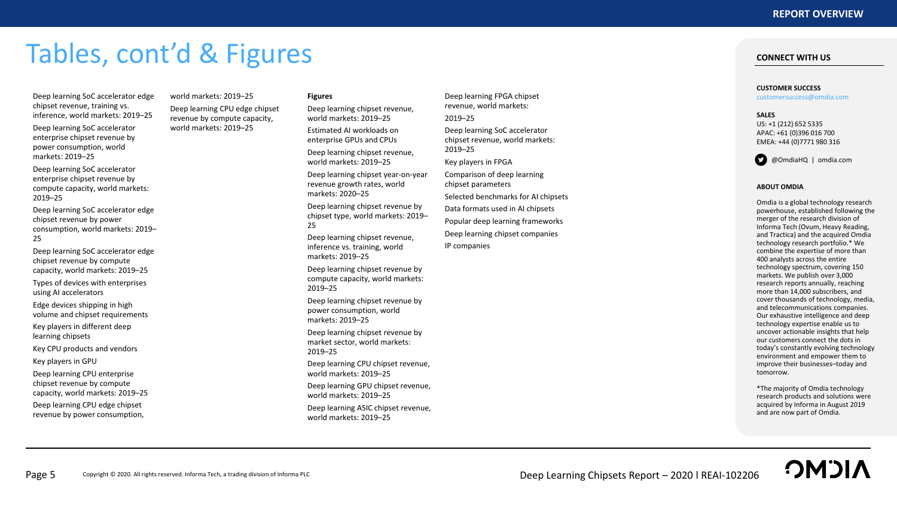# Tables, cont'd & Figures

- Deep learning SoC accelerator edge chipset revenue, training vs. inference, world markets: 2019–25
- Deep learning SoC accelerator enterprise chipset revenue by power consumption, world markets: 2019–25
- Deep learning SoC accelerator enterprise chipset revenue by compute capacity, world markets: 2019–25
- Deep learning SoC accelerator edge chipset revenue by power consumption, world markets: 2019–25
- Deep learning SoC accelerator edge chipset revenue by compute capacity, world markets: 2019–25
- Types of devices with enterprises using AI accelerators
- Edge devices shipping in high volume and chipset requirements
- Key players in different deep learning chipsets
- Key CPU products and vendors
- Key players in GPU
- Deep learning CPU enterprise chipset revenue by compute capacity, world markets: 2019–25
- Deep learning CPU edge chipset revenue by power consumption, world markets: 2019–25
- Deep learning CPU edge chipset revenue by compute capacity, world markets: 2019–25

**Figures**

- Deep learning chipset revenue, world markets: 2019–25
- Estimated AI workloads on enterprise GPUs and CPUs
- Deep learning chipset revenue, world markets: 2019–25
- Deep learning chipset year-on-year revenue growth rates, world markets: 2020–25
- Deep learning chipset revenue by chipset type, world markets: 2019–25
- Deep learning chipset revenue, inference vs. training, world markets: 2019–25
- Deep learning chipset revenue by compute capacity, world markets: 2019–25
- Deep learning chipset revenue by power consumption, world markets: 2019–25
- Deep learning chipset revenue by market sector, world markets: 2019–25
- Deep learning CPU chipset revenue, world markets: 2019–25
- Deep learning GPU chipset revenue, world markets: 2019–25
- Deep learning ASIC chipset revenue, world markets: 2019–25
- Deep learning FPGA chipset revenue, world markets: 2019–25
- Deep learning SoC accelerator chipset revenue, world markets: 2019–25
- Key players in FPGA
- Comparison of deep learning chipset parameters
- Selected benchmarks for AI chipsets
- Data formats used in AI chipsets
- Popular deep learning frameworks
- Deep learning chipset companies
- IP companies

**CONNECT WITH US**

**CUSTOMER SUCCESS**
customersuccess@omdia.com

**SALES**
US: +1 (212) 652 5335
APAC: +61 (0)396 016 700
EMEA: +44 (0)7771 980 316

@OmdiaHQ | omdia.com

**ABOUT OMDIA**

Omdia is a global technology research powerhouse, established following the merger of the research division of Informa Tech (Ovum, Heavy Reading, and Tractica) and the acquired Omdia technology research portfolio.* We combine the expertise of more than 400 analysts across the entire technology spectrum, covering 150 markets. We publish over 3,000 research reports annually, reaching more than 14,000 subscribers, and cover thousands of technology, media, and telecommunications companies. Our exhaustive intelligence and deep technology expertise enable us to uncover actionable insights that help our customers connect the dots in today's constantly evolving technology environment and empower them to improve their businesses–today and tomorrow.

*The majority of Omdia technology research products and solutions were acquired by Informa in August 2019 and are now part of Omdia.